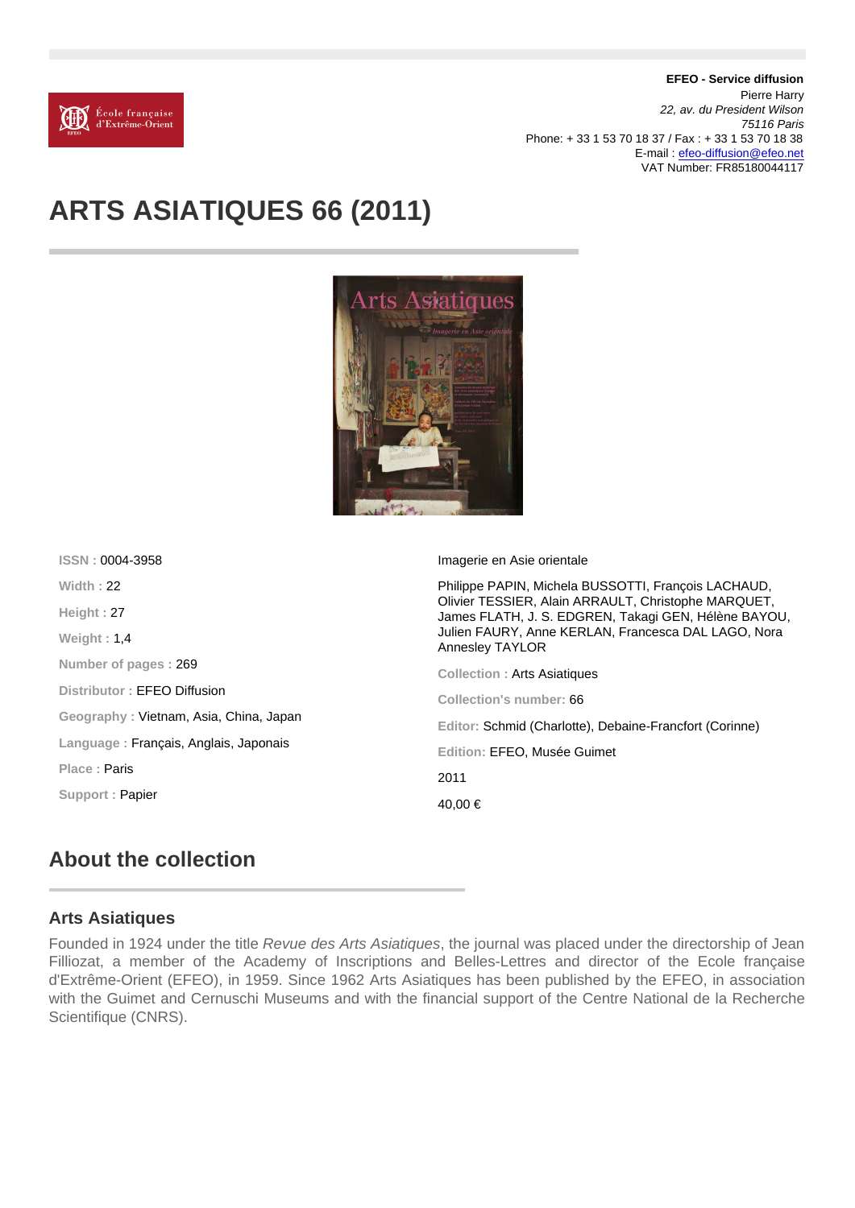**EFEO - Service diffusion**
Pierre Harry
*22, av. du President Wilson*
*75116 Paris*
Phone: + 33 1 53 70 18 37 / Fax : + 33 1 53 70 18 38
E-mail : efeo-diffusion@efeo.net
VAT Number: FR85180044117

# ARTS ASIATIQUES 66 (2011)

ISSN : 0004-3958

Width : 22

Height : 27

Weight : 1,4

Number of pages : 269

Distributor : EFEO Diffusion

Geography : Vietnam, Asia, China, Japan

Language : Français, Anglais, Japonais

Place : Paris

Support : Papier

Imagerie en Asie orientale

Philippe PAPIN, Michela BUSSOTTI, François LACHAUD, Olivier TESSIER, Alain ARRAULT, Christophe MARQUET, James FLATH, J. S. EDGREN, Takagi GEN, Hélène BAYOU, Julien FAURY, Anne KERLAN, Francesca DAL LAGO, Nora Annesley TAYLOR

Collection : Arts Asiatiques

Collection's number: 66

Editor: Schmid (Charlotte), Debaine-Francfort (Corinne)

Edition: EFEO, Musée Guimet

2011

40,00 €

## About the collection

### Arts Asiatiques

Founded in 1924 under the title *Revue des Arts Asiatiques*, the journal was placed under the directorship of Jean Filliozat, a member of the Academy of Inscriptions and Belles-Lettres and director of the Ecole française d'Extrême-Orient (EFEO), in 1959. Since 1962 Arts Asiatiques has been published by the EFEO, in association with the Guimet and Cernuschi Museums and with the financial support of the Centre National de la Recherche Scientifique (CNRS).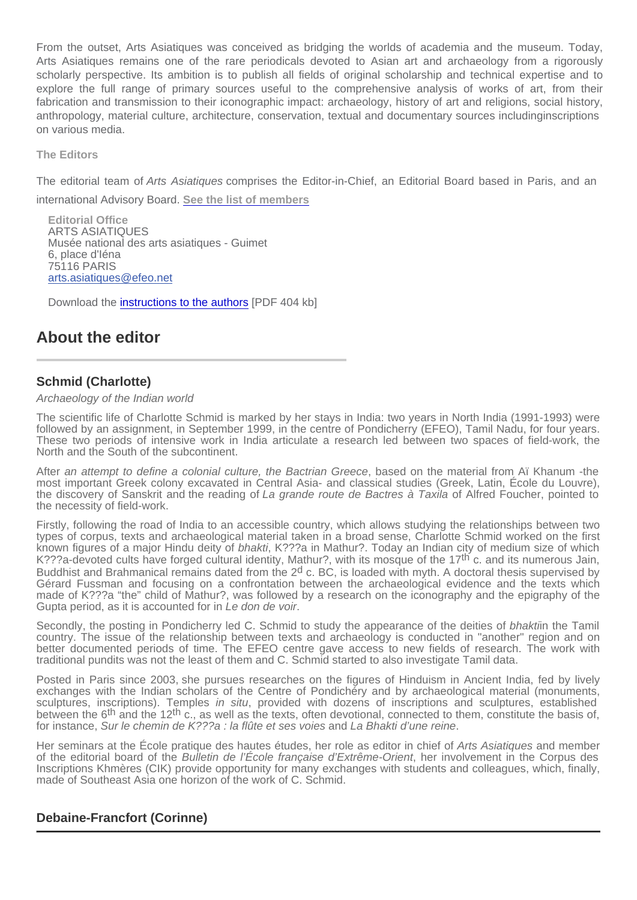From the outset, Arts Asiatiques was conceived as bridging the worlds of academia and the museum. Today, Arts Asiatiques remains one of the rare periodicals devoted to Asian art and archaeology from a rigorously scholarly perspective. Its ambition is to publish all fields of original scholarship and technical expertise and to explore the full range of primary sources useful to the comprehensive analysis of works of art, from their fabrication and transmission to their iconographic impact: archaeology, history of art and religions, social history, anthropology, material culture, architecture, conservation, textual and documentary sources includinginscriptions on various media.

**The Editors**

The editorial team of *Arts Asiatiques* comprises the Editor-in-Chief, an Editorial Board based in Paris, and an international Advisory Board. **See the list of members**

**Editorial Office**
ARTS ASIATIQUES
Musée national des arts asiatiques - Guimet
6, place d'Iéna
75116 PARIS
arts.asiatiques@efeo.net

Download the instructions to the authors [PDF 404 kb]

## About the editor

### Schmid (Charlotte)

*Archaeology of the Indian world*

The scientific life of Charlotte Schmid is marked by her stays in India: two years in North India (1991-1993) were followed by an assignment, in September 1999, in the centre of Pondicherry (EFEO), Tamil Nadu, for four years. These two periods of intensive work in India articulate a research led between two spaces of field-work, the North and the South of the subcontinent.

After *an attempt to define a colonial culture, the Bactrian Greece*, based on the material from Aï Khanum -the most important Greek colony excavated in Central Asia- and classical studies (Greek, Latin, École du Louvre), the discovery of Sanskrit and the reading of *La grande route de Bactres à Taxila* of Alfred Foucher, pointed to the necessity of field-work.

Firstly, following the road of India to an accessible country, which allows studying the relationships between two types of corpus, texts and archaeological material taken in a broad sense, Charlotte Schmid worked on the first known figures of a major Hindu deity of *bhakti*, K???a in Mathur?. Today an Indian city of medium size of which K???a-devoted cults have forged cultural identity, Mathur?, with its mosque of the 17th c. and its numerous Jain, Buddhist and Brahmanical remains dated from the 2d c. BC, is loaded with myth. A doctoral thesis supervised by Gérard Fussman and focusing on a confrontation between the archaeological evidence and the texts which made of K???a “the” child of Mathur?, was followed by a research on the iconography and the epigraphy of the Gupta period, as it is accounted for in *Le don de voir*.

Secondly, the posting in Pondicherry led C. Schmid to study the appearance of the deities of *bhakti*in the Tamil country. The issue of the relationship between texts and archaeology is conducted in "another" region and on better documented periods of time. The EFEO centre gave access to new fields of research. The work with traditional pundits was not the least of them and C. Schmid started to also investigate Tamil data.

Posted in Paris since 2003, she pursues researches on the figures of Hinduism in Ancient India, fed by lively exchanges with the Indian scholars of the Centre of Pondichéry and by archaeological material (monuments, sculptures, inscriptions). Temples *in situ*, provided with dozens of inscriptions and sculptures, established between the 6th and the 12th c., as well as the texts, often devotional, connected to them, constitute the basis of, for instance, *Sur le chemin de K???a : la flûte et ses voies* and *La Bhakti d’une reine*.

Her seminars at the École pratique des hautes études, her role as editor in chief of *Arts Asiatiques* and member of the editorial board of the *Bulletin de l’École française d’Extrême-Orient*, her involvement in the Corpus des Inscriptions Khmères (CIK) provide opportunity for many exchanges with students and colleagues, which, finally, made of Southeast Asia one horizon of the work of C. Schmid.

### Debaine-Francfort (Corinne)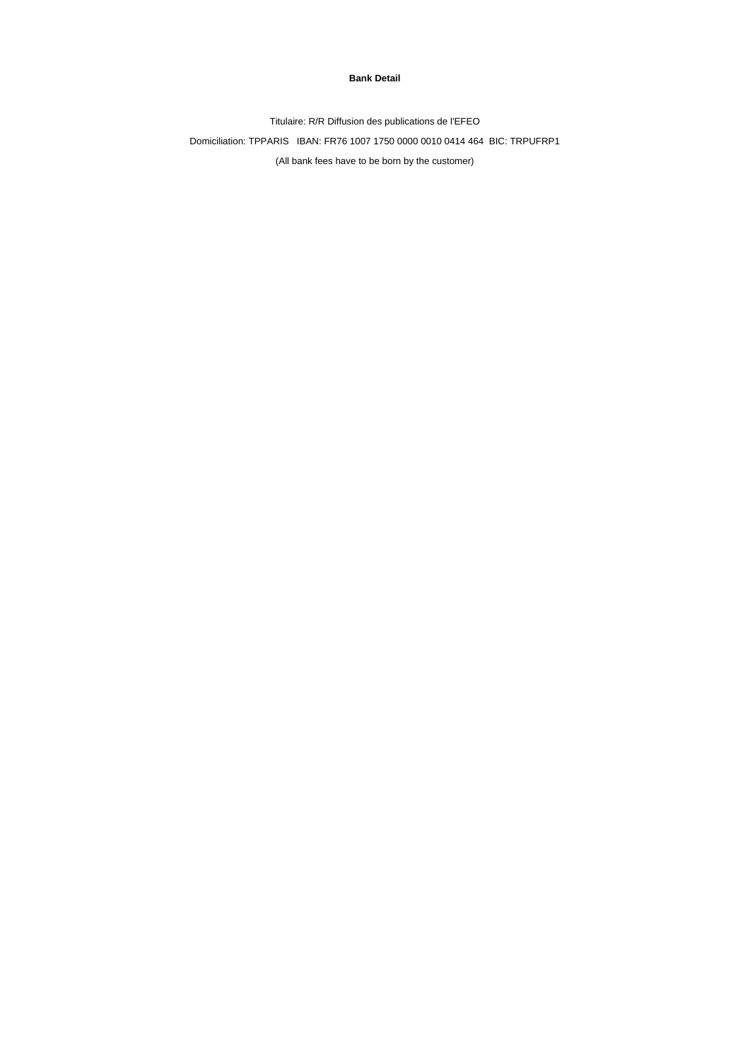**Bank Detail**

Titulaire: R/R Diffusion des publications de l'EFEO

Domiciliation: TPPARIS IBAN: FR76 1007 1750 0000 0010 0414 464 BIC: TRPUFRP1

(All bank fees have to be born by the customer)